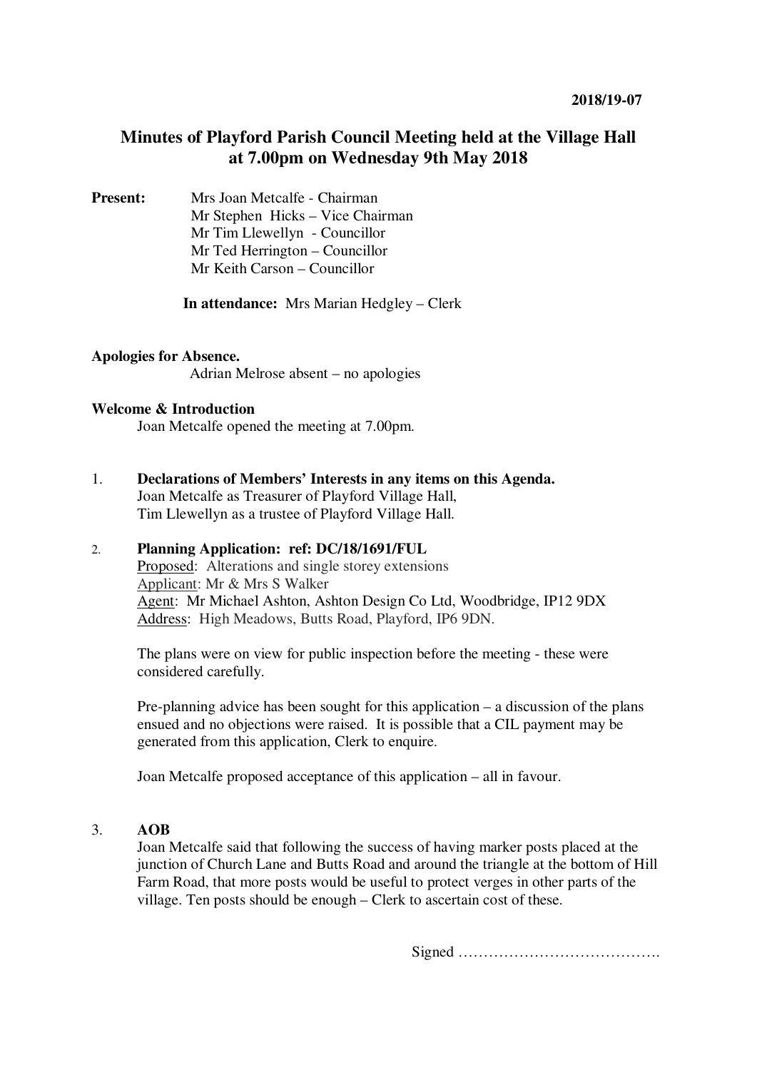2018/19-07

# Minutes of Playford Parish Council Meeting held at the Village Hall at 7.00pm on Wednesday 9th May 2018

**Present:**
Mrs Joan Metcalfe - Chairman
Mr Stephen Hicks – Vice Chairman
Mr Tim Llewellyn - Councillor
Mr Ted Herrington – Councillor
Mr Keith Carson – Councillor

**In attendance:** Mrs Marian Hedgley – Clerk

**Apologies for Absence.**

Adrian Melrose absent – no apologies

**Welcome & Introduction**

Joan Metcalfe opened the meeting at 7.00pm.

1. **Declarations of Members' Interests in any items on this Agenda.**
   Joan Metcalfe as Treasurer of Playford Village Hall,
   Tim Llewellyn as a trustee of Playford Village Hall.

2. **Planning Application: ref: DC/18/1691/FUL**
   Proposed: Alterations and single storey extensions
   Applicant: Mr & Mrs S Walker
   Agent: Mr Michael Ashton, Ashton Design Co Ltd, Woodbridge, IP12 9DX
   Address: High Meadows, Butts Road, Playford, IP6 9DN.

   The plans were on view for public inspection before the meeting - these were considered carefully.

   Pre-planning advice has been sought for this application – a discussion of the plans ensued and no objections were raised. It is possible that a CIL payment may be generated from this application, Clerk to enquire.

   Joan Metcalfe proposed acceptance of this application – all in favour.

3. **AOB**
   Joan Metcalfe said that following the success of having marker posts placed at the junction of Church Lane and Butts Road and around the triangle at the bottom of Hill Farm Road, that more posts would be useful to protect verges in other parts of the village. Ten posts should be enough – Clerk to ascertain cost of these.

Signed ………………………………….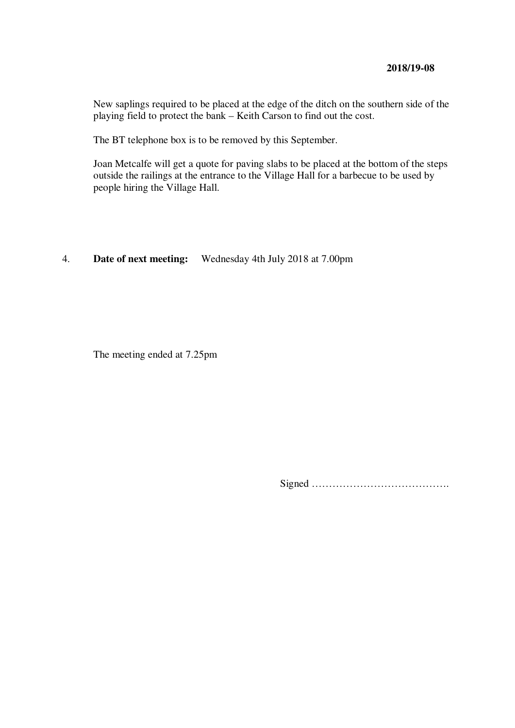**2018/19-08**

New saplings required to be placed at the edge of the ditch on the southern side of the playing field to protect the bank – Keith Carson to find out the cost.

The BT telephone box is to be removed by this September.

Joan Metcalfe will get a quote for paving slabs to be placed at the bottom of the steps outside the railings at the entrance to the Village Hall for a barbecue to be used by people hiring the Village Hall.

4. **Date of next meeting:** Wednesday 4th July 2018 at 7.00pm

The meeting ended at 7.25pm

Signed ………………………………….